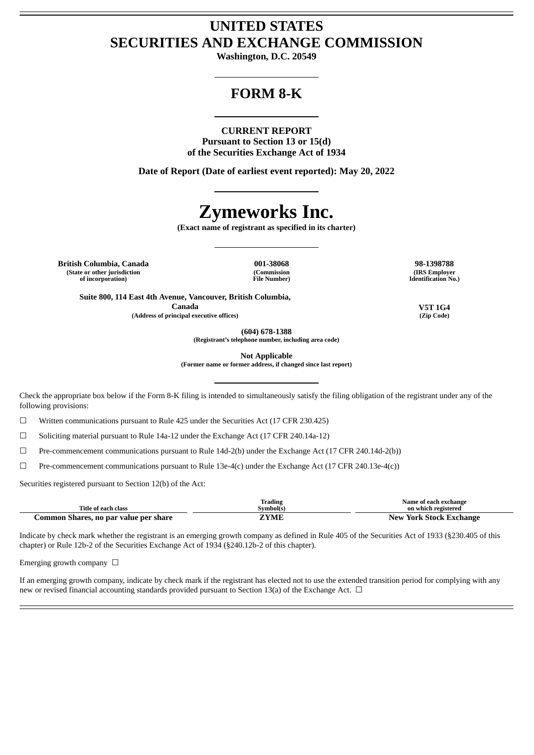# UNITED STATES
# SECURITIES AND EXCHANGE COMMISSION

**Washington, D.C. 20549**

## FORM 8-K

**CURRENT REPORT**
**Pursuant to Section 13 or 15(d)**
**of the Securities Exchange Act of 1934**

**Date of Report (Date of earliest event reported): May 20, 2022**

# Zymeworks Inc.

**(Exact name of registrant as specified in its charter)**

| British Columbia, Canada | 001-38068 | 98-1398788 |
|---|---|---|
| (State or other jurisdiction of incorporation) | (Commission File Number) | (IRS Employer Identification No.) |

| Suite 800, 114 East 4th Avenue, Vancouver, British Columbia, Canada | V5T 1G4 |
|---|---|
| (Address of principal executive offices) | (Zip Code) |

**(604) 678-1388**
**(Registrant's telephone number, including area code)**

**Not Applicable**
**(Former name or former address, if changed since last report)**

Check the appropriate box below if the Form 8-K filing is intended to simultaneously satisfy the filing obligation of the registrant under any of the following provisions:

☐ Written communications pursuant to Rule 425 under the Securities Act (17 CFR 230.425)

☐ Soliciting material pursuant to Rule 14a-12 under the Exchange Act (17 CFR 240.14a-12)

☐ Pre-commencement communications pursuant to Rule 14d-2(b) under the Exchange Act (17 CFR 240.14d-2(b))

☐ Pre-commencement communications pursuant to Rule 13e-4(c) under the Exchange Act (17 CFR 240.13e-4(c))

Securities registered pursuant to Section 12(b) of the Act:

| Title of each class | Trading Symbol(s) | Name of each exchange on which registered |
|---|---|---|
| **Common Shares, no par value per share** | **ZYME** | **New York Stock Exchange** |

Indicate by check mark whether the registrant is an emerging growth company as defined in Rule 405 of the Securities Act of 1933 (§230.405 of this chapter) or Rule 12b-2 of the Securities Exchange Act of 1934 (§240.12b-2 of this chapter).

Emerging growth company ☐

If an emerging growth company, indicate by check mark if the registrant has elected not to use the extended transition period for complying with any new or revised financial accounting standards provided pursuant to Section 13(a) of the Exchange Act. ☐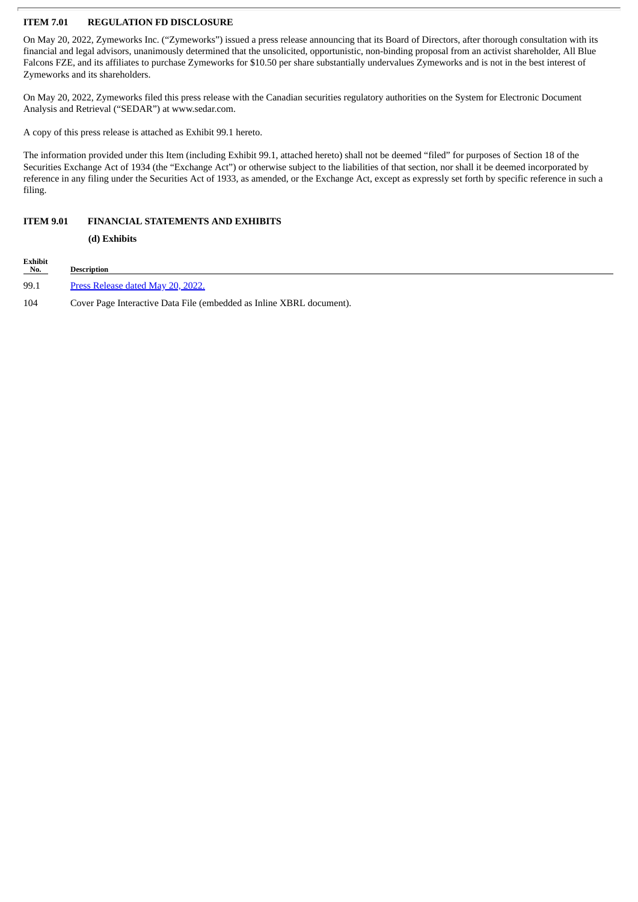## ITEM 7.01 REGULATION FD DISCLOSURE

On May 20, 2022, Zymeworks Inc. ("Zymeworks") issued a press release announcing that its Board of Directors, after thorough consultation with its financial and legal advisors, unanimously determined that the unsolicited, opportunistic, non-binding proposal from an activist shareholder, All Blue Falcons FZE, and its affiliates to purchase Zymeworks for $10.50 per share substantially undervalues Zymeworks and is not in the best interest of Zymeworks and its shareholders.

On May 20, 2022, Zymeworks filed this press release with the Canadian securities regulatory authorities on the System for Electronic Document Analysis and Retrieval ("SEDAR") at www.sedar.com.

A copy of this press release is attached as Exhibit 99.1 hereto.

The information provided under this Item (including Exhibit 99.1, attached hereto) shall not be deemed "filed" for purposes of Section 18 of the Securities Exchange Act of 1934 (the "Exchange Act") or otherwise subject to the liabilities of that section, nor shall it be deemed incorporated by reference in any filing under the Securities Act of 1933, as amended, or the Exchange Act, except as expressly set forth by specific reference in such a filing.

## ITEM 9.01 FINANCIAL STATEMENTS AND EXHIBITS

**(d) Exhibits**

| Exhibit No. | Description |
|---|---|
| 99.1 | Press Release dated May 20, 2022. |
| 104 | Cover Page Interactive Data File (embedded as Inline XBRL document). |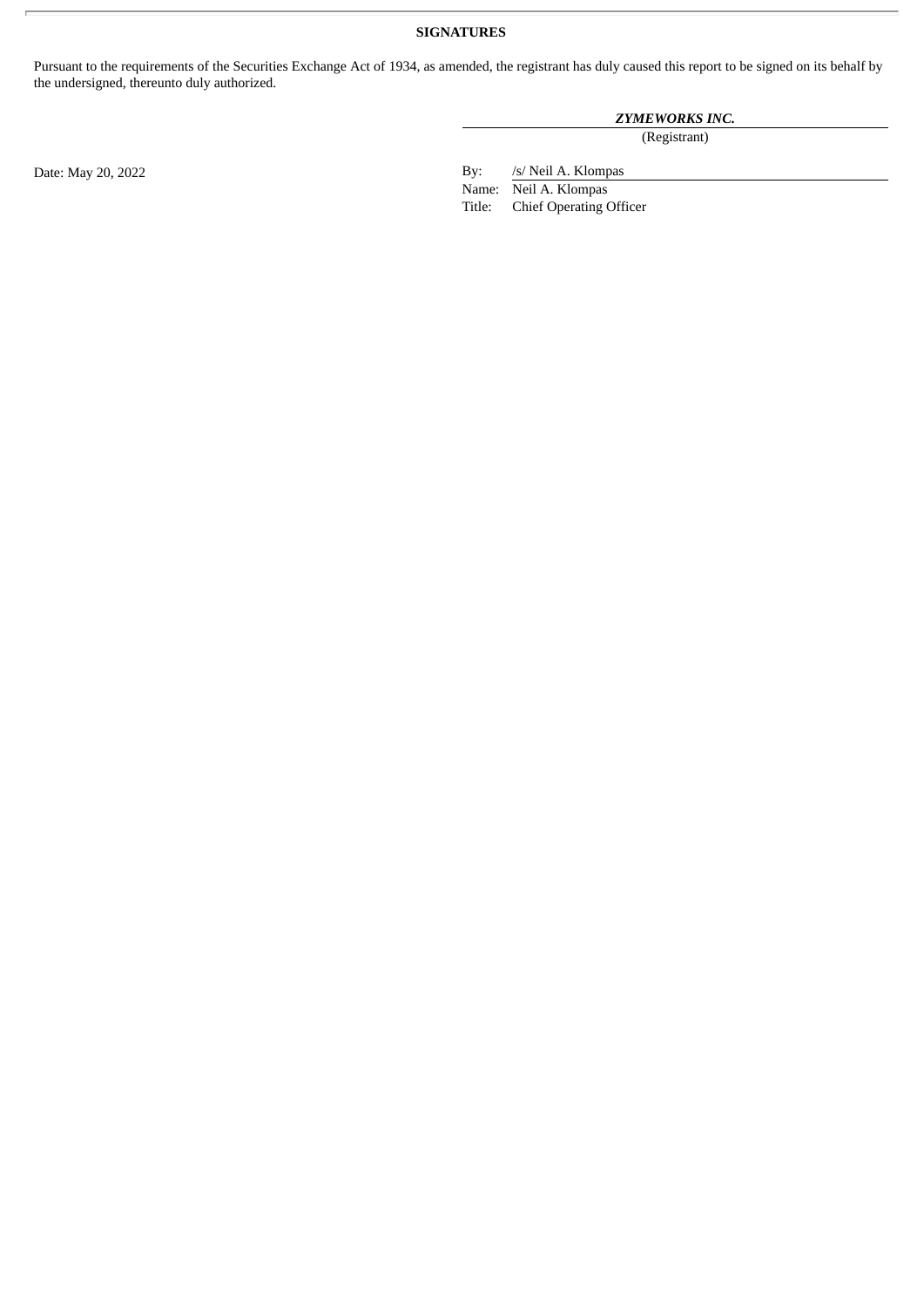## SIGNATURES

Pursuant to the requirements of the Securities Exchange Act of 1934, as amended, the registrant has duly caused this report to be signed on its behalf by the undersigned, thereunto duly authorized.

***ZYMEWORKS INC.***
(Registrant)

Date: May 20, 2022

By: /s/ Neil A. Klompas
Name: Neil A. Klompas
Title: Chief Operating Officer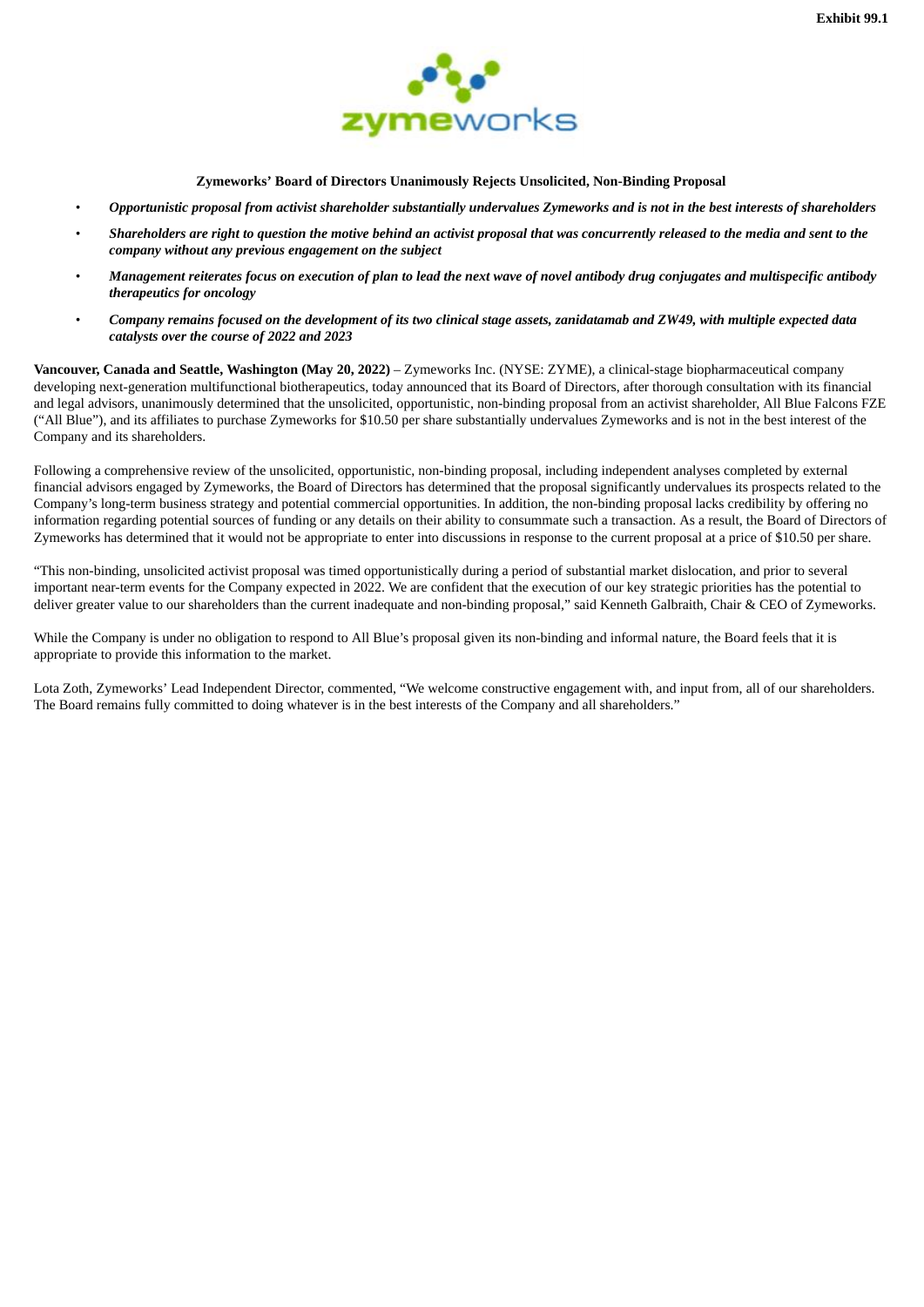Exhibit 99.1

zymeworks

**Zymeworks' Board of Directors Unanimously Rejects Unsolicited, Non-Binding Proposal**

- *Opportunistic proposal from activist shareholder substantially undervalues Zymeworks and is not in the best interests of shareholders*
- *Shareholders are right to question the motive behind an activist proposal that was concurrently released to the media and sent to the company without any previous engagement on the subject*
- *Management reiterates focus on execution of plan to lead the next wave of novel antibody drug conjugates and multispecific antibody therapeutics for oncology*
- *Company remains focused on the development of its two clinical stage assets, zanidatamab and ZW49, with multiple expected data catalysts over the course of 2022 and 2023*

**Vancouver, Canada and Seattle, Washington (May 20, 2022)** – Zymeworks Inc. (NYSE: ZYME), a clinical-stage biopharmaceutical company developing next-generation multifunctional biotherapeutics, today announced that its Board of Directors, after thorough consultation with its financial and legal advisors, unanimously determined that the unsolicited, opportunistic, non-binding proposal from an activist shareholder, All Blue Falcons FZE ("All Blue"), and its affiliates to purchase Zymeworks for $10.50 per share substantially undervalues Zymeworks and is not in the best interest of the Company and its shareholders.

Following a comprehensive review of the unsolicited, opportunistic, non-binding proposal, including independent analyses completed by external financial advisors engaged by Zymeworks, the Board of Directors has determined that the proposal significantly undervalues its prospects related to the Company's long-term business strategy and potential commercial opportunities. In addition, the non-binding proposal lacks credibility by offering no information regarding potential sources of funding or any details on their ability to consummate such a transaction. As a result, the Board of Directors of Zymeworks has determined that it would not be appropriate to enter into discussions in response to the current proposal at a price of $10.50 per share.

"This non-binding, unsolicited activist proposal was timed opportunistically during a period of substantial market dislocation, and prior to several important near-term events for the Company expected in 2022. We are confident that the execution of our key strategic priorities has the potential to deliver greater value to our shareholders than the current inadequate and non-binding proposal," said Kenneth Galbraith, Chair & CEO of Zymeworks.

While the Company is under no obligation to respond to All Blue's proposal given its non-binding and informal nature, the Board feels that it is appropriate to provide this information to the market.

Lota Zoth, Zymeworks' Lead Independent Director, commented, "We welcome constructive engagement with, and input from, all of our shareholders. The Board remains fully committed to doing whatever is in the best interests of the Company and all shareholders."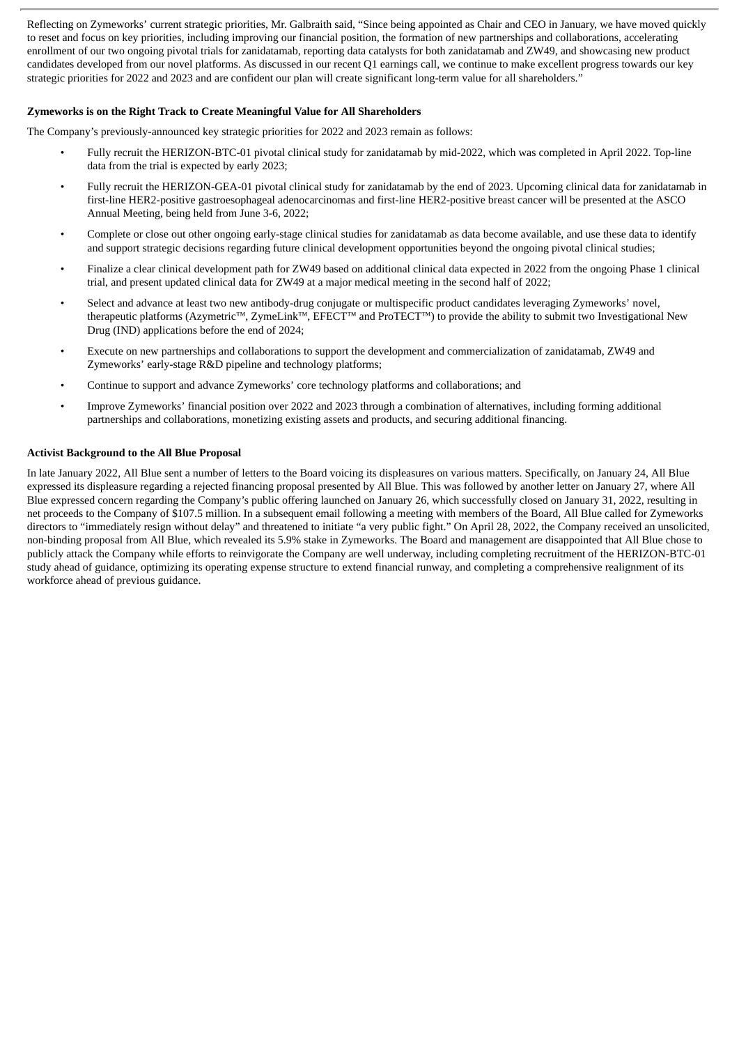Reflecting on Zymeworks' current strategic priorities, Mr. Galbraith said, "Since being appointed as Chair and CEO in January, we have moved quickly to reset and focus on key priorities, including improving our financial position, the formation of new partnerships and collaborations, accelerating enrollment of our two ongoing pivotal trials for zanidatamab, reporting data catalysts for both zanidatamab and ZW49, and showcasing new product candidates developed from our novel platforms. As discussed in our recent Q1 earnings call, we continue to make excellent progress towards our key strategic priorities for 2022 and 2023 and are confident our plan will create significant long-term value for all shareholders."

**Zymeworks is on the Right Track to Create Meaningful Value for All Shareholders**

The Company's previously-announced key strategic priorities for 2022 and 2023 remain as follows:

- Fully recruit the HERIZON-BTC-01 pivotal clinical study for zanidatamab by mid-2022, which was completed in April 2022. Top-line data from the trial is expected by early 2023;
- Fully recruit the HERIZON-GEA-01 pivotal clinical study for zanidatamab by the end of 2023. Upcoming clinical data for zanidatamab in first-line HER2-positive gastroesophageal adenocarcinomas and first-line HER2-positive breast cancer will be presented at the ASCO Annual Meeting, being held from June 3-6, 2022;
- Complete or close out other ongoing early-stage clinical studies for zanidatamab as data become available, and use these data to identify and support strategic decisions regarding future clinical development opportunities beyond the ongoing pivotal clinical studies;
- Finalize a clear clinical development path for ZW49 based on additional clinical data expected in 2022 from the ongoing Phase 1 clinical trial, and present updated clinical data for ZW49 at a major medical meeting in the second half of 2022;
- Select and advance at least two new antibody-drug conjugate or multispecific product candidates leveraging Zymeworks' novel, therapeutic platforms (Azymetric™, ZymeLink™, EFECT™ and ProTECT™) to provide the ability to submit two Investigational New Drug (IND) applications before the end of 2024;
- Execute on new partnerships and collaborations to support the development and commercialization of zanidatamab, ZW49 and Zymeworks' early-stage R&D pipeline and technology platforms;
- Continue to support and advance Zymeworks' core technology platforms and collaborations; and
- Improve Zymeworks' financial position over 2022 and 2023 through a combination of alternatives, including forming additional partnerships and collaborations, monetizing existing assets and products, and securing additional financing.

**Activist Background to the All Blue Proposal**

In late January 2022, All Blue sent a number of letters to the Board voicing its displeasures on various matters. Specifically, on January 24, All Blue expressed its displeasure regarding a rejected financing proposal presented by All Blue. This was followed by another letter on January 27, where All Blue expressed concern regarding the Company's public offering launched on January 26, which successfully closed on January 31, 2022, resulting in net proceeds to the Company of $107.5 million. In a subsequent email following a meeting with members of the Board, All Blue called for Zymeworks directors to "immediately resign without delay" and threatened to initiate "a very public fight." On April 28, 2022, the Company received an unsolicited, non-binding proposal from All Blue, which revealed its 5.9% stake in Zymeworks. The Board and management are disappointed that All Blue chose to publicly attack the Company while efforts to reinvigorate the Company are well underway, including completing recruitment of the HERIZON-BTC-01 study ahead of guidance, optimizing its operating expense structure to extend financial runway, and completing a comprehensive realignment of its workforce ahead of previous guidance.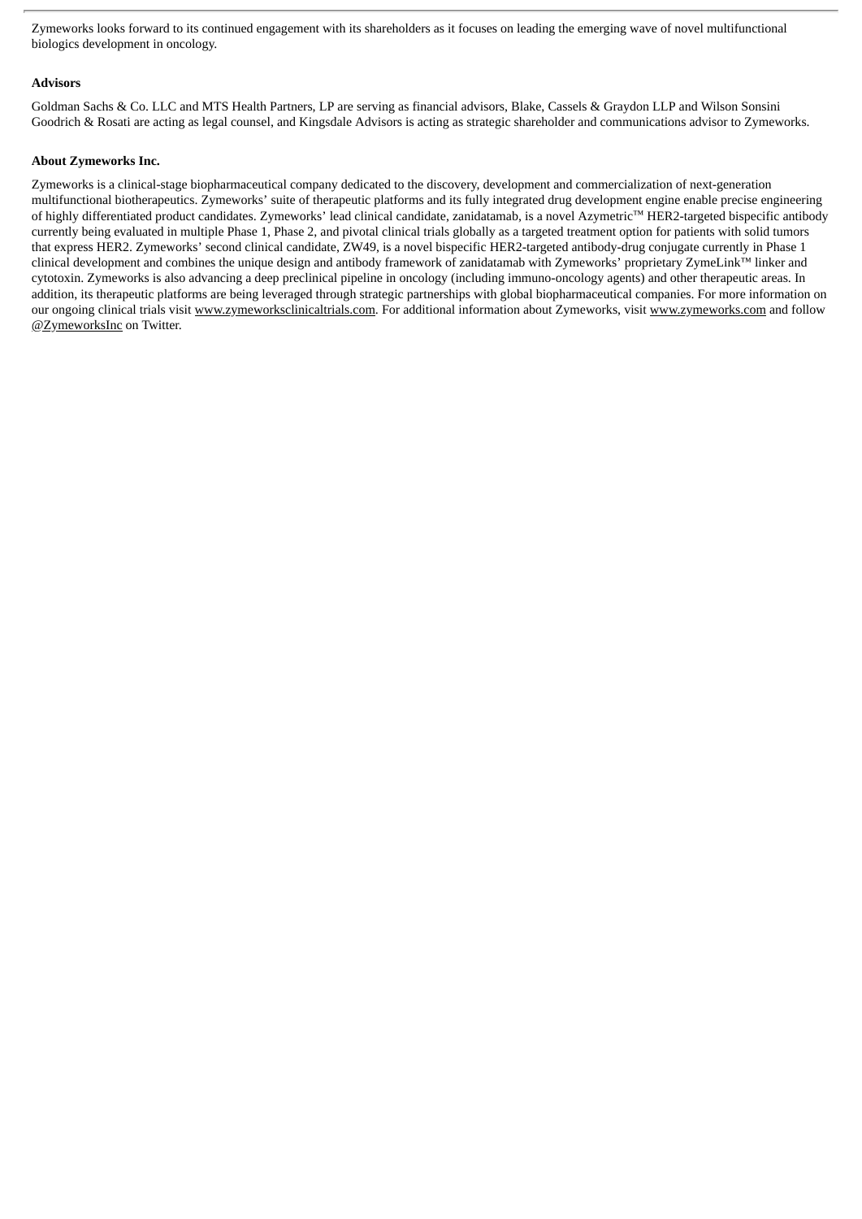Zymeworks looks forward to its continued engagement with its shareholders as it focuses on leading the emerging wave of novel multifunctional biologics development in oncology.

**Advisors**

Goldman Sachs & Co. LLC and MTS Health Partners, LP are serving as financial advisors, Blake, Cassels & Graydon LLP and Wilson Sonsini Goodrich & Rosati are acting as legal counsel, and Kingsdale Advisors is acting as strategic shareholder and communications advisor to Zymeworks.

**About Zymeworks Inc.**

Zymeworks is a clinical-stage biopharmaceutical company dedicated to the discovery, development and commercialization of next-generation multifunctional biotherapeutics. Zymeworks' suite of therapeutic platforms and its fully integrated drug development engine enable precise engineering of highly differentiated product candidates. Zymeworks' lead clinical candidate, zanidatamab, is a novel Azymetric™ HER2-targeted bispecific antibody currently being evaluated in multiple Phase 1, Phase 2, and pivotal clinical trials globally as a targeted treatment option for patients with solid tumors that express HER2. Zymeworks' second clinical candidate, ZW49, is a novel bispecific HER2-targeted antibody-drug conjugate currently in Phase 1 clinical development and combines the unique design and antibody framework of zanidatamab with Zymeworks' proprietary ZymeLink™ linker and cytotoxin. Zymeworks is also advancing a deep preclinical pipeline in oncology (including immuno-oncology agents) and other therapeutic areas. In addition, its therapeutic platforms are being leveraged through strategic partnerships with global biopharmaceutical companies. For more information on our ongoing clinical trials visit www.zymeworksclinicaltrials.com. For additional information about Zymeworks, visit www.zymeworks.com and follow @ZymeworksInc on Twitter.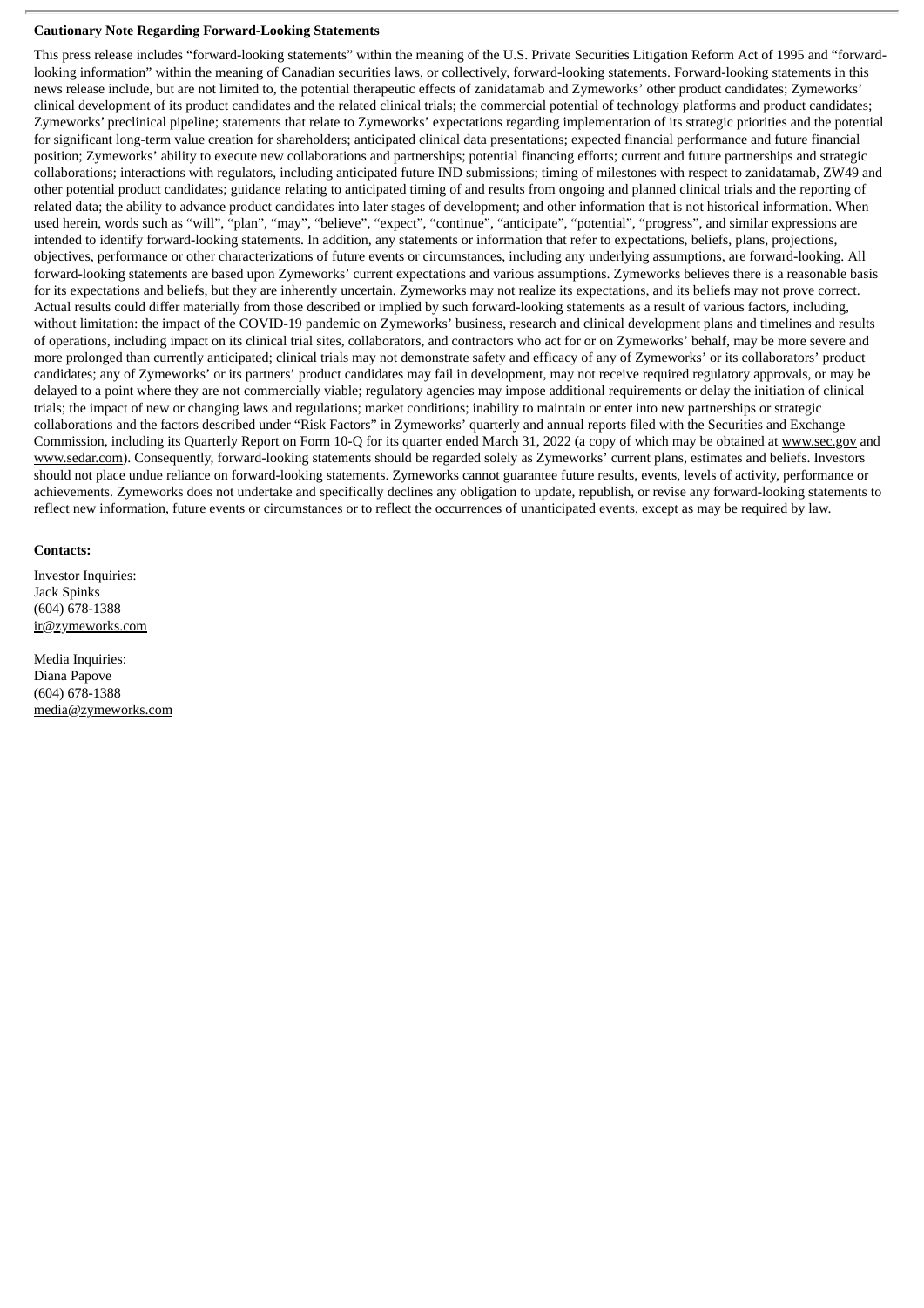**Cautionary Note Regarding Forward-Looking Statements**

This press release includes "forward-looking statements" within the meaning of the U.S. Private Securities Litigation Reform Act of 1995 and "forward-looking information" within the meaning of Canadian securities laws, or collectively, forward-looking statements. Forward-looking statements in this news release include, but are not limited to, the potential therapeutic effects of zanidatamab and Zymeworks' other product candidates; Zymeworks' clinical development of its product candidates and the related clinical trials; the commercial potential of technology platforms and product candidates; Zymeworks' preclinical pipeline; statements that relate to Zymeworks' expectations regarding implementation of its strategic priorities and the potential for significant long-term value creation for shareholders; anticipated clinical data presentations; expected financial performance and future financial position; Zymeworks' ability to execute new collaborations and partnerships; potential financing efforts; current and future partnerships and strategic collaborations; interactions with regulators, including anticipated future IND submissions; timing of milestones with respect to zanidatamab, ZW49 and other potential product candidates; guidance relating to anticipated timing of and results from ongoing and planned clinical trials and the reporting of related data; the ability to advance product candidates into later stages of development; and other information that is not historical information. When used herein, words such as "will", "plan", "may", "believe", "expect", "continue", "anticipate", "potential", "progress", and similar expressions are intended to identify forward-looking statements. In addition, any statements or information that refer to expectations, beliefs, plans, projections, objectives, performance or other characterizations of future events or circumstances, including any underlying assumptions, are forward-looking. All forward-looking statements are based upon Zymeworks' current expectations and various assumptions. Zymeworks believes there is a reasonable basis for its expectations and beliefs, but they are inherently uncertain. Zymeworks may not realize its expectations, and its beliefs may not prove correct. Actual results could differ materially from those described or implied by such forward-looking statements as a result of various factors, including, without limitation: the impact of the COVID-19 pandemic on Zymeworks' business, research and clinical development plans and timelines and results of operations, including impact on its clinical trial sites, collaborators, and contractors who act for or on Zymeworks' behalf, may be more severe and more prolonged than currently anticipated; clinical trials may not demonstrate safety and efficacy of any of Zymeworks' or its collaborators' product candidates; any of Zymeworks' or its partners' product candidates may fail in development, may not receive required regulatory approvals, or may be delayed to a point where they are not commercially viable; regulatory agencies may impose additional requirements or delay the initiation of clinical trials; the impact of new or changing laws and regulations; market conditions; inability to maintain or enter into new partnerships or strategic collaborations and the factors described under "Risk Factors" in Zymeworks' quarterly and annual reports filed with the Securities and Exchange Commission, including its Quarterly Report on Form 10-Q for its quarter ended March 31, 2022 (a copy of which may be obtained at www.sec.gov and www.sedar.com). Consequently, forward-looking statements should be regarded solely as Zymeworks' current plans, estimates and beliefs. Investors should not place undue reliance on forward-looking statements. Zymeworks cannot guarantee future results, events, levels of activity, performance or achievements. Zymeworks does not undertake and specifically declines any obligation to update, republish, or revise any forward-looking statements to reflect new information, future events or circumstances or to reflect the occurrences of unanticipated events, except as may be required by law.

**Contacts:**

Investor Inquiries:
Jack Spinks
(604) 678-1388
ir@zymeworks.com

Media Inquiries:
Diana Papove
(604) 678-1388
media@zymeworks.com